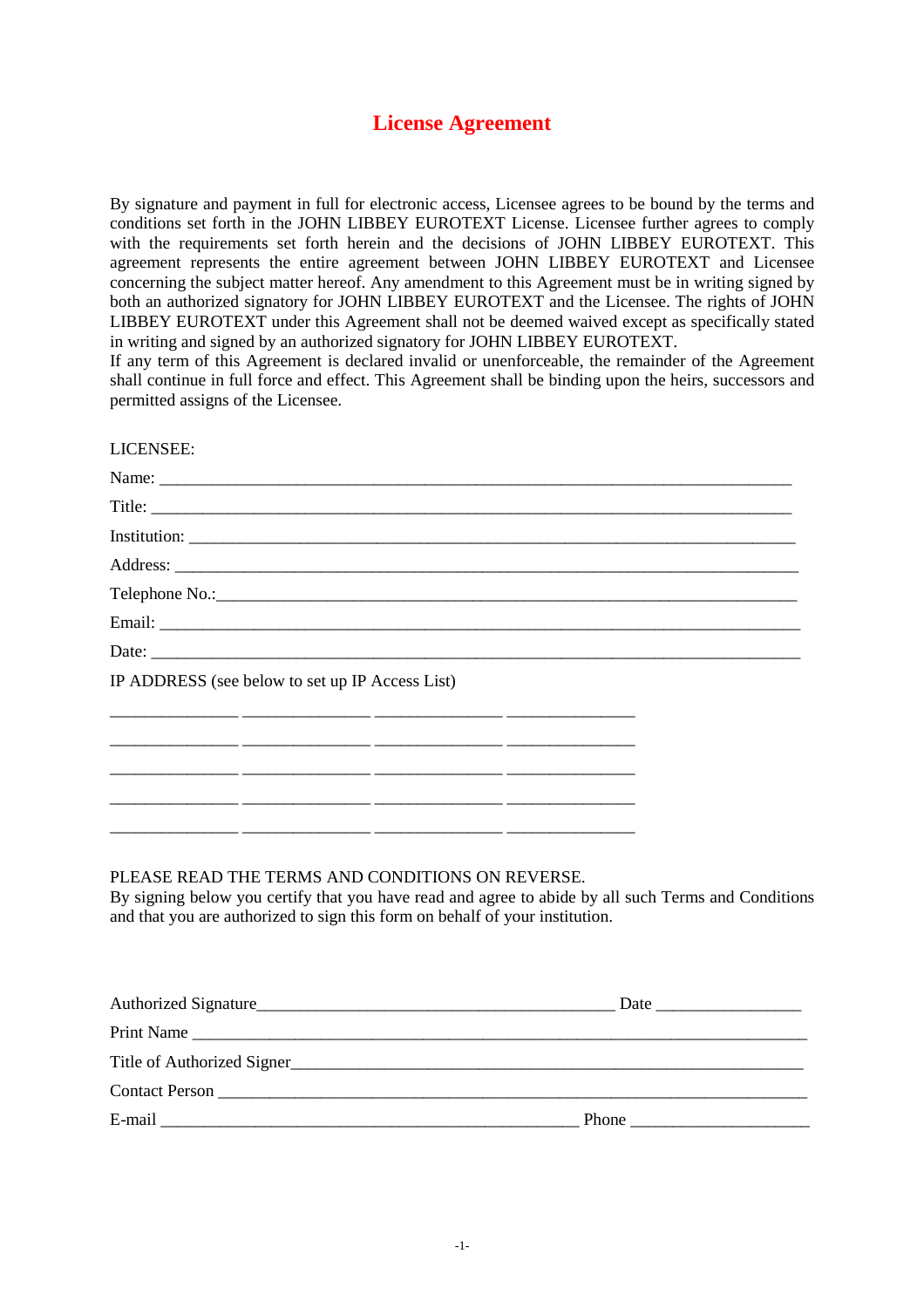# License Agreement

By signature and payment in full for electronic access, Licensee agrees to be bound by the terms and conditions set forth in the JOHN LIBBEY EUROTEXT License. Licensee further agrees to comply with the requirements set forth herein and the decisions of JOHN LIBBEY EUROTEXT. This agreement represents the entire agreement between JOHN LIBBEY EUROTEXT and Licensee concerning the subject matter hereof. Any amendment to this Agreement must be in writing signed by both an authorized signatory for JOHN LIBBEY EUROTEXT and the Licensee. The rights of JOHN LIBBEY EUROTEXT under this Agreement shall not be deemed waived except as specifically stated in writing and signed by an authorized signatory for JOHN LIBBEY EUROTEXT.
If any term of this Agreement is declared invalid or unenforceable, the remainder of the Agreement shall continue in full force and effect. This Agreement shall be binding upon the heirs, successors and permitted assigns of the Licensee.

LICENSEE:

Name: ______________________________________________________________________

Title: ______________________________________________________________________

Institution: __________________________________________________________________

Address: ____________________________________________________________________

Telephone No.:_______________________________________________________________

Email: ______________________________________________________________________

Date: _______________________________________________________________________

IP ADDRESS (see below to set up IP Access List)

______________ ______________ ______________ ______________

______________ ______________ ______________ ______________

______________ ______________ ______________ ______________

______________ ______________ ______________ ______________

______________ ______________ ______________ ______________

PLEASE READ THE TERMS AND CONDITIONS ON REVERSE.
By signing below you certify that you have read and agree to abide by all such Terms and Conditions and that you are authorized to sign this form on behalf of your institution.

Authorized Signature_______________________________________ Date ________________

Print Name ___________________________________________________________________

Title of Authorized Signer_______________________________________________________

Contact Person ________________________________________________________________

E-mail _____________________________________________ Phone ___________________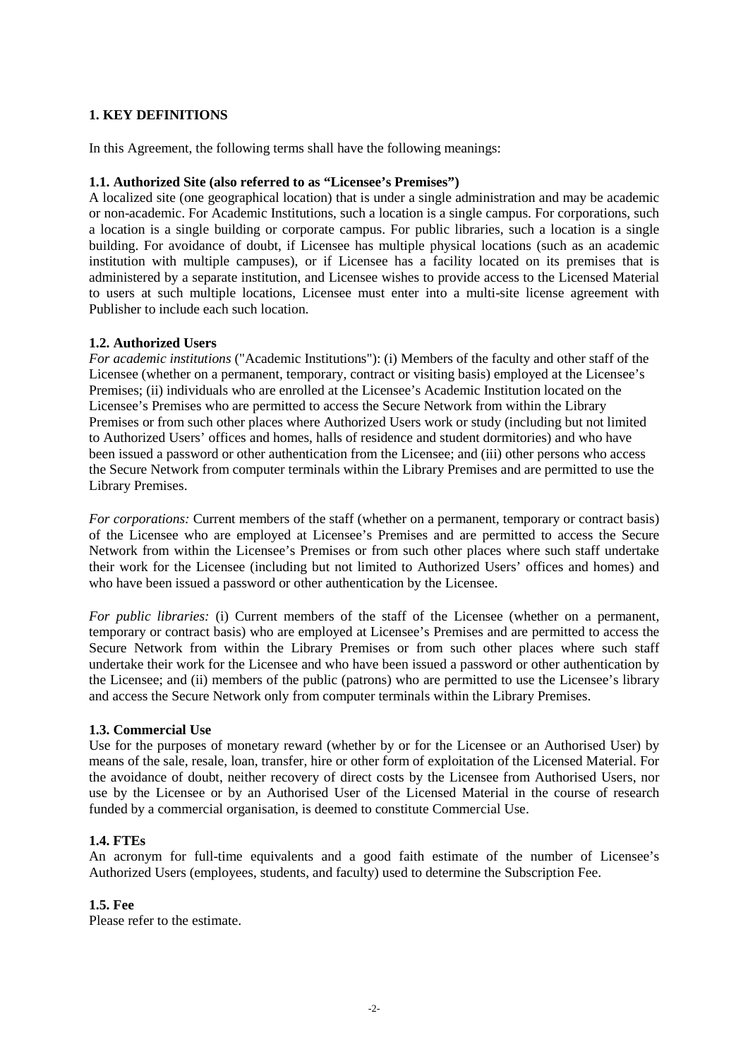## 1. KEY DEFINITIONS

In this Agreement, the following terms shall have the following meanings:

### 1.1. Authorized Site (also referred to as "Licensee's Premises")

A localized site (one geographical location) that is under a single administration and may be academic or non-academic. For Academic Institutions, such a location is a single campus. For corporations, such a location is a single building or corporate campus. For public libraries, such a location is a single building. For avoidance of doubt, if Licensee has multiple physical locations (such as an academic institution with multiple campuses), or if Licensee has a facility located on its premises that is administered by a separate institution, and Licensee wishes to provide access to the Licensed Material to users at such multiple locations, Licensee must enter into a multi-site license agreement with Publisher to include each such location.

### 1.2. Authorized Users

*For academic institutions* ("Academic Institutions"): (i) Members of the faculty and other staff of the Licensee (whether on a permanent, temporary, contract or visiting basis) employed at the Licensee's Premises; (ii) individuals who are enrolled at the Licensee's Academic Institution located on the Licensee's Premises who are permitted to access the Secure Network from within the Library Premises or from such other places where Authorized Users work or study (including but not limited to Authorized Users' offices and homes, halls of residence and student dormitories) and who have been issued a password or other authentication from the Licensee; and (iii) other persons who access the Secure Network from computer terminals within the Library Premises and are permitted to use the Library Premises.

*For corporations:* Current members of the staff (whether on a permanent, temporary or contract basis) of the Licensee who are employed at Licensee's Premises and are permitted to access the Secure Network from within the Licensee's Premises or from such other places where such staff undertake their work for the Licensee (including but not limited to Authorized Users' offices and homes) and who have been issued a password or other authentication by the Licensee.

*For public libraries:* (i) Current members of the staff of the Licensee (whether on a permanent, temporary or contract basis) who are employed at Licensee's Premises and are permitted to access the Secure Network from within the Library Premises or from such other places where such staff undertake their work for the Licensee and who have been issued a password or other authentication by the Licensee; and (ii) members of the public (patrons) who are permitted to use the Licensee's library and access the Secure Network only from computer terminals within the Library Premises.

### 1.3. Commercial Use

Use for the purposes of monetary reward (whether by or for the Licensee or an Authorised User) by means of the sale, resale, loan, transfer, hire or other form of exploitation of the Licensed Material. For the avoidance of doubt, neither recovery of direct costs by the Licensee from Authorised Users, nor use by the Licensee or by an Authorised User of the Licensed Material in the course of research funded by a commercial organisation, is deemed to constitute Commercial Use.

### 1.4. FTEs

An acronym for full-time equivalents and a good faith estimate of the number of Licensee's Authorized Users (employees, students, and faculty) used to determine the Subscription Fee.

### 1.5. Fee

Please refer to the estimate.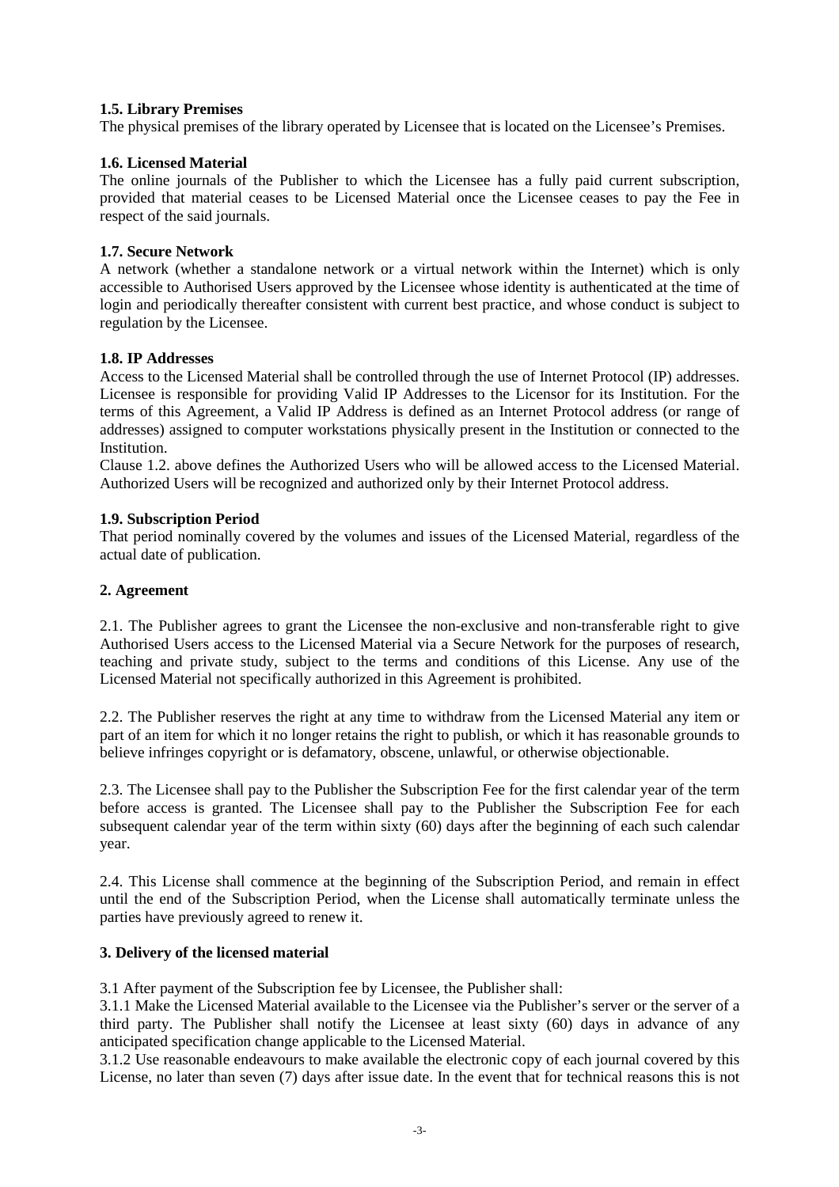**1.5. Library Premises**
The physical premises of the library operated by Licensee that is located on the Licensee's Premises.

**1.6. Licensed Material**
The online journals of the Publisher to which the Licensee has a fully paid current subscription, provided that material ceases to be Licensed Material once the Licensee ceases to pay the Fee in respect of the said journals.

**1.7. Secure Network**
A network (whether a standalone network or a virtual network within the Internet) which is only accessible to Authorised Users approved by the Licensee whose identity is authenticated at the time of login and periodically thereafter consistent with current best practice, and whose conduct is subject to regulation by the Licensee.

**1.8. IP Addresses**
Access to the Licensed Material shall be controlled through the use of Internet Protocol (IP) addresses. Licensee is responsible for providing Valid IP Addresses to the Licensor for its Institution. For the terms of this Agreement, a Valid IP Address is defined as an Internet Protocol address (or range of addresses) assigned to computer workstations physically present in the Institution or connected to the Institution.
Clause 1.2. above defines the Authorized Users who will be allowed access to the Licensed Material. Authorized Users will be recognized and authorized only by their Internet Protocol address.

**1.9. Subscription Period**
That period nominally covered by the volumes and issues of the Licensed Material, regardless of the actual date of publication.

**2. Agreement**

2.1. The Publisher agrees to grant the Licensee the non-exclusive and non-transferable right to give Authorised Users access to the Licensed Material via a Secure Network for the purposes of research, teaching and private study, subject to the terms and conditions of this License. Any use of the Licensed Material not specifically authorized in this Agreement is prohibited.

2.2. The Publisher reserves the right at any time to withdraw from the Licensed Material any item or part of an item for which it no longer retains the right to publish, or which it has reasonable grounds to believe infringes copyright or is defamatory, obscene, unlawful, or otherwise objectionable.

2.3. The Licensee shall pay to the Publisher the Subscription Fee for the first calendar year of the term before access is granted. The Licensee shall pay to the Publisher the Subscription Fee for each subsequent calendar year of the term within sixty (60) days after the beginning of each such calendar year.

2.4. This License shall commence at the beginning of the Subscription Period, and remain in effect until the end of the Subscription Period, when the License shall automatically terminate unless the parties have previously agreed to renew it.

**3. Delivery of the licensed material**

3.1 After payment of the Subscription fee by Licensee, the Publisher shall:
3.1.1 Make the Licensed Material available to the Licensee via the Publisher's server or the server of a third party. The Publisher shall notify the Licensee at least sixty (60) days in advance of any anticipated specification change applicable to the Licensed Material.
3.1.2 Use reasonable endeavours to make available the electronic copy of each journal covered by this License, no later than seven (7) days after issue date. In the event that for technical reasons this is not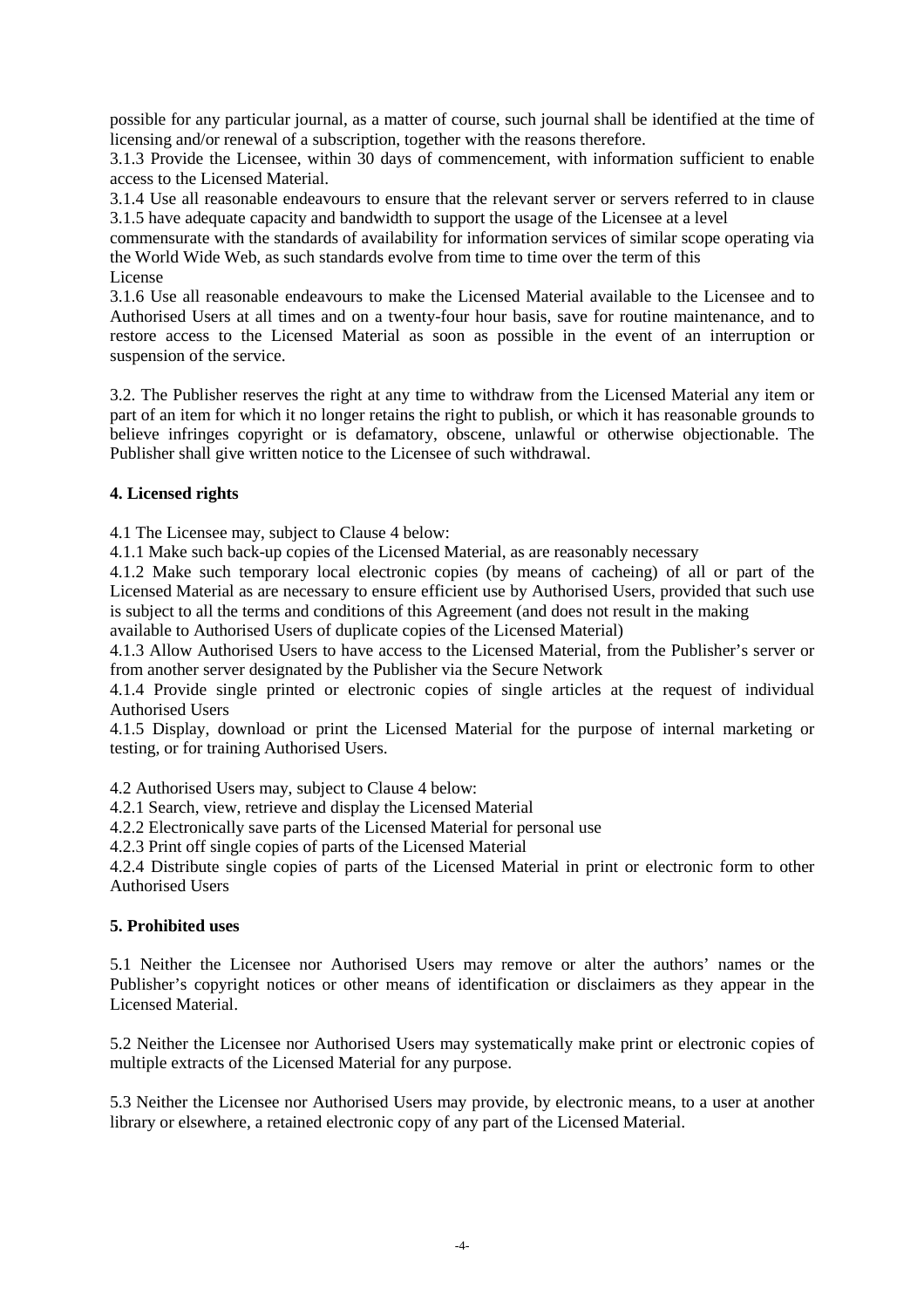possible for any particular journal, as a matter of course, such journal shall be identified at the time of licensing and/or renewal of a subscription, together with the reasons therefore.

3.1.3 Provide the Licensee, within 30 days of commencement, with information sufficient to enable access to the Licensed Material.

3.1.4 Use all reasonable endeavours to ensure that the relevant server or servers referred to in clause 3.1.5 have adequate capacity and bandwidth to support the usage of the Licensee at a level commensurate with the standards of availability for information services of similar scope operating via the World Wide Web, as such standards evolve from time to time over the term of this License

3.1.6 Use all reasonable endeavours to make the Licensed Material available to the Licensee and to Authorised Users at all times and on a twenty-four hour basis, save for routine maintenance, and to restore access to the Licensed Material as soon as possible in the event of an interruption or suspension of the service.

3.2. The Publisher reserves the right at any time to withdraw from the Licensed Material any item or part of an item for which it no longer retains the right to publish, or which it has reasonable grounds to believe infringes copyright or is defamatory, obscene, unlawful or otherwise objectionable. The Publisher shall give written notice to the Licensee of such withdrawal.

### 4. Licensed rights

4.1 The Licensee may, subject to Clause 4 below:

4.1.1 Make such back-up copies of the Licensed Material, as are reasonably necessary

4.1.2 Make such temporary local electronic copies (by means of cacheing) of all or part of the Licensed Material as are necessary to ensure efficient use by Authorised Users, provided that such use is subject to all the terms and conditions of this Agreement (and does not result in the making available to Authorised Users of duplicate copies of the Licensed Material)

4.1.3 Allow Authorised Users to have access to the Licensed Material, from the Publisher's server or from another server designated by the Publisher via the Secure Network

4.1.4 Provide single printed or electronic copies of single articles at the request of individual Authorised Users

4.1.5 Display, download or print the Licensed Material for the purpose of internal marketing or testing, or for training Authorised Users.

4.2 Authorised Users may, subject to Clause 4 below:

4.2.1 Search, view, retrieve and display the Licensed Material

4.2.2 Electronically save parts of the Licensed Material for personal use

4.2.3 Print off single copies of parts of the Licensed Material

4.2.4 Distribute single copies of parts of the Licensed Material in print or electronic form to other Authorised Users

### 5. Prohibited uses

5.1 Neither the Licensee nor Authorised Users may remove or alter the authors' names or the Publisher's copyright notices or other means of identification or disclaimers as they appear in the Licensed Material.

5.2 Neither the Licensee nor Authorised Users may systematically make print or electronic copies of multiple extracts of the Licensed Material for any purpose.

5.3 Neither the Licensee nor Authorised Users may provide, by electronic means, to a user at another library or elsewhere, a retained electronic copy of any part of the Licensed Material.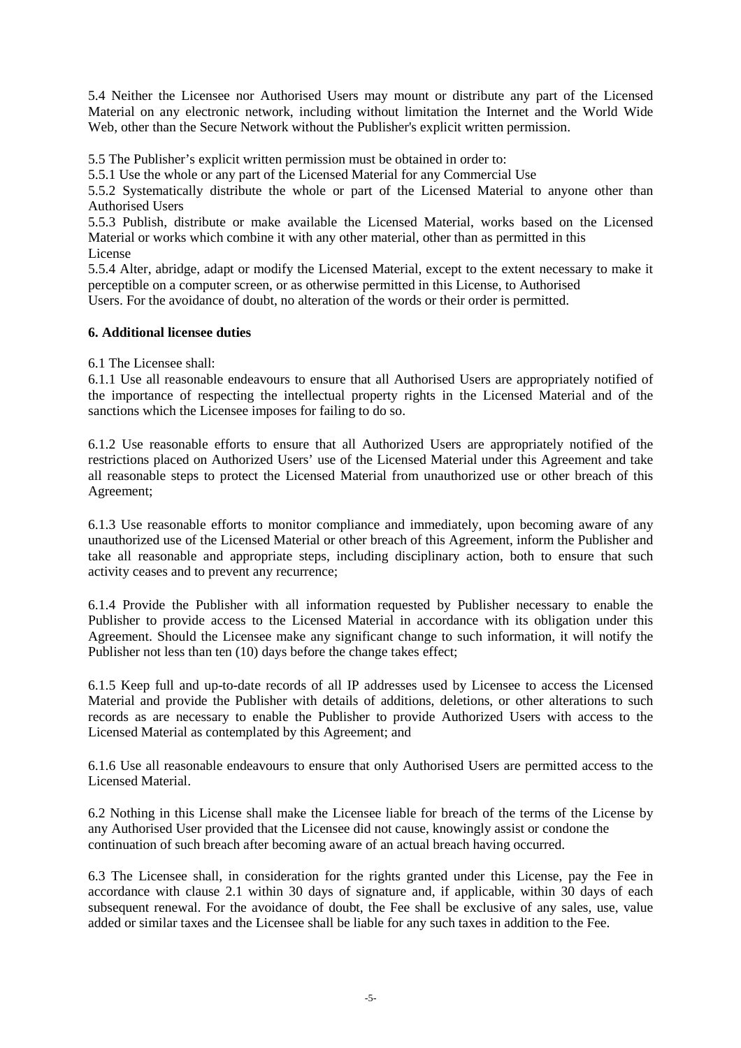5.4 Neither the Licensee nor Authorised Users may mount or distribute any part of the Licensed Material on any electronic network, including without limitation the Internet and the World Wide Web, other than the Secure Network without the Publisher's explicit written permission.

5.5 The Publisher's explicit written permission must be obtained in order to:

5.5.1 Use the whole or any part of the Licensed Material for any Commercial Use

5.5.2 Systematically distribute the whole or part of the Licensed Material to anyone other than Authorised Users

5.5.3 Publish, distribute or make available the Licensed Material, works based on the Licensed Material or works which combine it with any other material, other than as permitted in this License

5.5.4 Alter, abridge, adapt or modify the Licensed Material, except to the extent necessary to make it perceptible on a computer screen, or as otherwise permitted in this License, to Authorised Users. For the avoidance of doubt, no alteration of the words or their order is permitted.

**6. Additional licensee duties**

6.1 The Licensee shall:

6.1.1 Use all reasonable endeavours to ensure that all Authorised Users are appropriately notified of the importance of respecting the intellectual property rights in the Licensed Material and of the sanctions which the Licensee imposes for failing to do so.

6.1.2 Use reasonable efforts to ensure that all Authorized Users are appropriately notified of the restrictions placed on Authorized Users' use of the Licensed Material under this Agreement and take all reasonable steps to protect the Licensed Material from unauthorized use or other breach of this Agreement;

6.1.3 Use reasonable efforts to monitor compliance and immediately, upon becoming aware of any unauthorized use of the Licensed Material or other breach of this Agreement, inform the Publisher and take all reasonable and appropriate steps, including disciplinary action, both to ensure that such activity ceases and to prevent any recurrence;

6.1.4 Provide the Publisher with all information requested by Publisher necessary to enable the Publisher to provide access to the Licensed Material in accordance with its obligation under this Agreement. Should the Licensee make any significant change to such information, it will notify the Publisher not less than ten (10) days before the change takes effect;

6.1.5 Keep full and up-to-date records of all IP addresses used by Licensee to access the Licensed Material and provide the Publisher with details of additions, deletions, or other alterations to such records as are necessary to enable the Publisher to provide Authorized Users with access to the Licensed Material as contemplated by this Agreement; and

6.1.6 Use all reasonable endeavours to ensure that only Authorised Users are permitted access to the Licensed Material.

6.2 Nothing in this License shall make the Licensee liable for breach of the terms of the License by any Authorised User provided that the Licensee did not cause, knowingly assist or condone the continuation of such breach after becoming aware of an actual breach having occurred.

6.3 The Licensee shall, in consideration for the rights granted under this License, pay the Fee in accordance with clause 2.1 within 30 days of signature and, if applicable, within 30 days of each subsequent renewal. For the avoidance of doubt, the Fee shall be exclusive of any sales, use, value added or similar taxes and the Licensee shall be liable for any such taxes in addition to the Fee.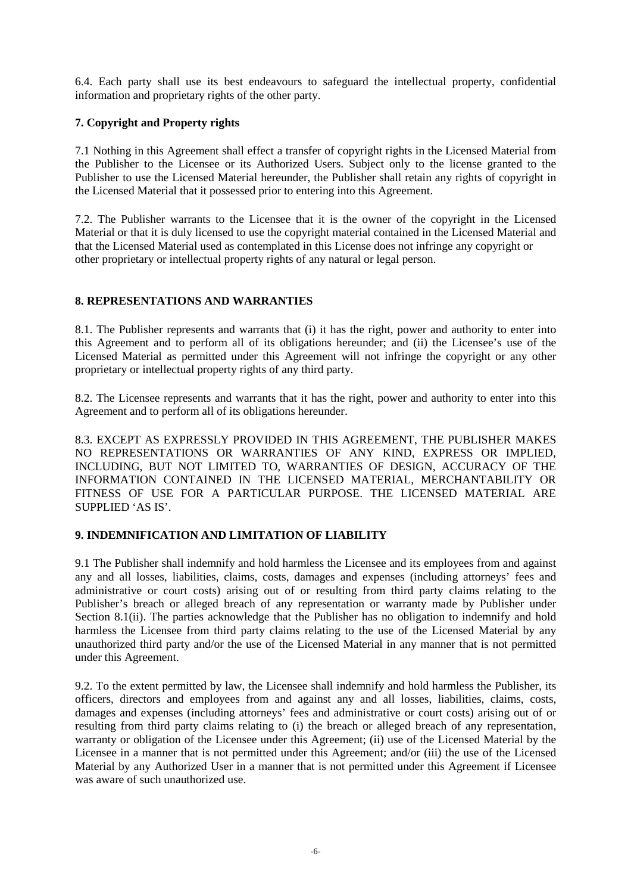6.4. Each party shall use its best endeavours to safeguard the intellectual property, confidential information and proprietary rights of the other party.

**7. Copyright and Property rights**

7.1 Nothing in this Agreement shall effect a transfer of copyright rights in the Licensed Material from the Publisher to the Licensee or its Authorized Users. Subject only to the license granted to the Publisher to use the Licensed Material hereunder, the Publisher shall retain any rights of copyright in the Licensed Material that it possessed prior to entering into this Agreement.

7.2. The Publisher warrants to the Licensee that it is the owner of the copyright in the Licensed Material or that it is duly licensed to use the copyright material contained in the Licensed Material and that the Licensed Material used as contemplated in this License does not infringe any copyright or other proprietary or intellectual property rights of any natural or legal person.

**8. REPRESENTATIONS AND WARRANTIES**

8.1. The Publisher represents and warrants that (i) it has the right, power and authority to enter into this Agreement and to perform all of its obligations hereunder; and (ii) the Licensee's use of the Licensed Material as permitted under this Agreement will not infringe the copyright or any other proprietary or intellectual property rights of any third party.

8.2. The Licensee represents and warrants that it has the right, power and authority to enter into this Agreement and to perform all of its obligations hereunder.

8.3. EXCEPT AS EXPRESSLY PROVIDED IN THIS AGREEMENT, THE PUBLISHER MAKES NO REPRESENTATIONS OR WARRANTIES OF ANY KIND, EXPRESS OR IMPLIED, INCLUDING, BUT NOT LIMITED TO, WARRANTIES OF DESIGN, ACCURACY OF THE INFORMATION CONTAINED IN THE LICENSED MATERIAL, MERCHANTABILITY OR FITNESS OF USE FOR A PARTICULAR PURPOSE. THE LICENSED MATERIAL ARE SUPPLIED 'AS IS'.

**9. INDEMNIFICATION AND LIMITATION OF LIABILITY**

9.1 The Publisher shall indemnify and hold harmless the Licensee and its employees from and against any and all losses, liabilities, claims, costs, damages and expenses (including attorneys' fees and administrative or court costs) arising out of or resulting from third party claims relating to the Publisher's breach or alleged breach of any representation or warranty made by Publisher under Section 8.1(ii). The parties acknowledge that the Publisher has no obligation to indemnify and hold harmless the Licensee from third party claims relating to the use of the Licensed Material by any unauthorized third party and/or the use of the Licensed Material in any manner that is not permitted under this Agreement.

9.2. To the extent permitted by law, the Licensee shall indemnify and hold harmless the Publisher, its officers, directors and employees from and against any and all losses, liabilities, claims, costs, damages and expenses (including attorneys' fees and administrative or court costs) arising out of or resulting from third party claims relating to (i) the breach or alleged breach of any representation, warranty or obligation of the Licensee under this Agreement; (ii) use of the Licensed Material by the Licensee in a manner that is not permitted under this Agreement; and/or (iii) the use of the Licensed Material by any Authorized User in a manner that is not permitted under this Agreement if Licensee was aware of such unauthorized use.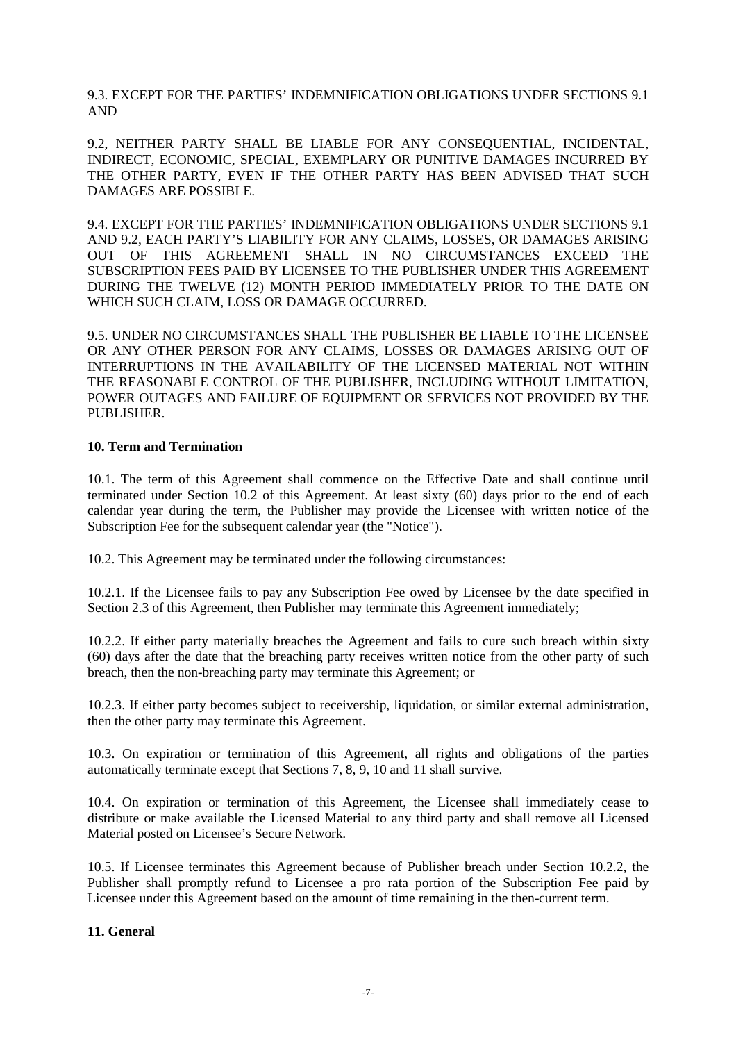9.3. EXCEPT FOR THE PARTIES' INDEMNIFICATION OBLIGATIONS UNDER SECTIONS 9.1 AND

9.2, NEITHER PARTY SHALL BE LIABLE FOR ANY CONSEQUENTIAL, INCIDENTAL, INDIRECT, ECONOMIC, SPECIAL, EXEMPLARY OR PUNITIVE DAMAGES INCURRED BY THE OTHER PARTY, EVEN IF THE OTHER PARTY HAS BEEN ADVISED THAT SUCH DAMAGES ARE POSSIBLE.

9.4. EXCEPT FOR THE PARTIES' INDEMNIFICATION OBLIGATIONS UNDER SECTIONS 9.1 AND 9.2, EACH PARTY'S LIABILITY FOR ANY CLAIMS, LOSSES, OR DAMAGES ARISING OUT OF THIS AGREEMENT SHALL IN NO CIRCUMSTANCES EXCEED THE SUBSCRIPTION FEES PAID BY LICENSEE TO THE PUBLISHER UNDER THIS AGREEMENT DURING THE TWELVE (12) MONTH PERIOD IMMEDIATELY PRIOR TO THE DATE ON WHICH SUCH CLAIM, LOSS OR DAMAGE OCCURRED.

9.5. UNDER NO CIRCUMSTANCES SHALL THE PUBLISHER BE LIABLE TO THE LICENSEE OR ANY OTHER PERSON FOR ANY CLAIMS, LOSSES OR DAMAGES ARISING OUT OF INTERRUPTIONS IN THE AVAILABILITY OF THE LICENSED MATERIAL NOT WITHIN THE REASONABLE CONTROL OF THE PUBLISHER, INCLUDING WITHOUT LIMITATION, POWER OUTAGES AND FAILURE OF EQUIPMENT OR SERVICES NOT PROVIDED BY THE PUBLISHER.

**10. Term and Termination**

10.1. The term of this Agreement shall commence on the Effective Date and shall continue until terminated under Section 10.2 of this Agreement. At least sixty (60) days prior to the end of each calendar year during the term, the Publisher may provide the Licensee with written notice of the Subscription Fee for the subsequent calendar year (the "Notice").

10.2. This Agreement may be terminated under the following circumstances:

10.2.1. If the Licensee fails to pay any Subscription Fee owed by Licensee by the date specified in Section 2.3 of this Agreement, then Publisher may terminate this Agreement immediately;

10.2.2. If either party materially breaches the Agreement and fails to cure such breach within sixty (60) days after the date that the breaching party receives written notice from the other party of such breach, then the non-breaching party may terminate this Agreement; or

10.2.3. If either party becomes subject to receivership, liquidation, or similar external administration, then the other party may terminate this Agreement.

10.3. On expiration or termination of this Agreement, all rights and obligations of the parties automatically terminate except that Sections 7, 8, 9, 10 and 11 shall survive.

10.4. On expiration or termination of this Agreement, the Licensee shall immediately cease to distribute or make available the Licensed Material to any third party and shall remove all Licensed Material posted on Licensee's Secure Network.

10.5. If Licensee terminates this Agreement because of Publisher breach under Section 10.2.2, the Publisher shall promptly refund to Licensee a pro rata portion of the Subscription Fee paid by Licensee under this Agreement based on the amount of time remaining in the then-current term.

**11. General**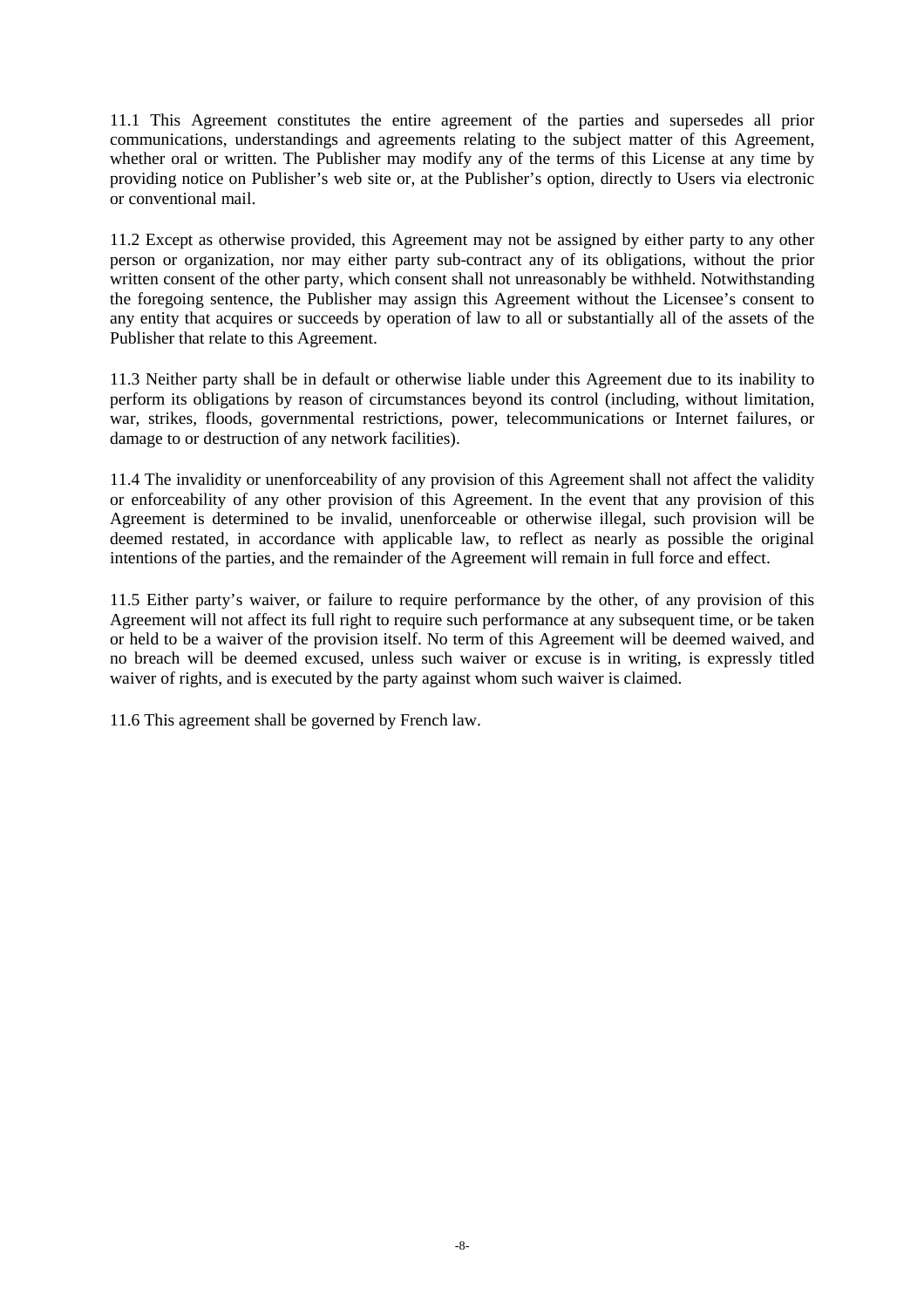11.1 This Agreement constitutes the entire agreement of the parties and supersedes all prior communications, understandings and agreements relating to the subject matter of this Agreement, whether oral or written. The Publisher may modify any of the terms of this License at any time by providing notice on Publisher's web site or, at the Publisher's option, directly to Users via electronic or conventional mail.

11.2 Except as otherwise provided, this Agreement may not be assigned by either party to any other person or organization, nor may either party sub-contract any of its obligations, without the prior written consent of the other party, which consent shall not unreasonably be withheld. Notwithstanding the foregoing sentence, the Publisher may assign this Agreement without the Licensee's consent to any entity that acquires or succeeds by operation of law to all or substantially all of the assets of the Publisher that relate to this Agreement.

11.3 Neither party shall be in default or otherwise liable under this Agreement due to its inability to perform its obligations by reason of circumstances beyond its control (including, without limitation, war, strikes, floods, governmental restrictions, power, telecommunications or Internet failures, or damage to or destruction of any network facilities).

11.4 The invalidity or unenforceability of any provision of this Agreement shall not affect the validity or enforceability of any other provision of this Agreement. In the event that any provision of this Agreement is determined to be invalid, unenforceable or otherwise illegal, such provision will be deemed restated, in accordance with applicable law, to reflect as nearly as possible the original intentions of the parties, and the remainder of the Agreement will remain in full force and effect.

11.5 Either party's waiver, or failure to require performance by the other, of any provision of this Agreement will not affect its full right to require such performance at any subsequent time, or be taken or held to be a waiver of the provision itself. No term of this Agreement will be deemed waived, and no breach will be deemed excused, unless such waiver or excuse is in writing, is expressly titled waiver of rights, and is executed by the party against whom such waiver is claimed.

11.6 This agreement shall be governed by French law.